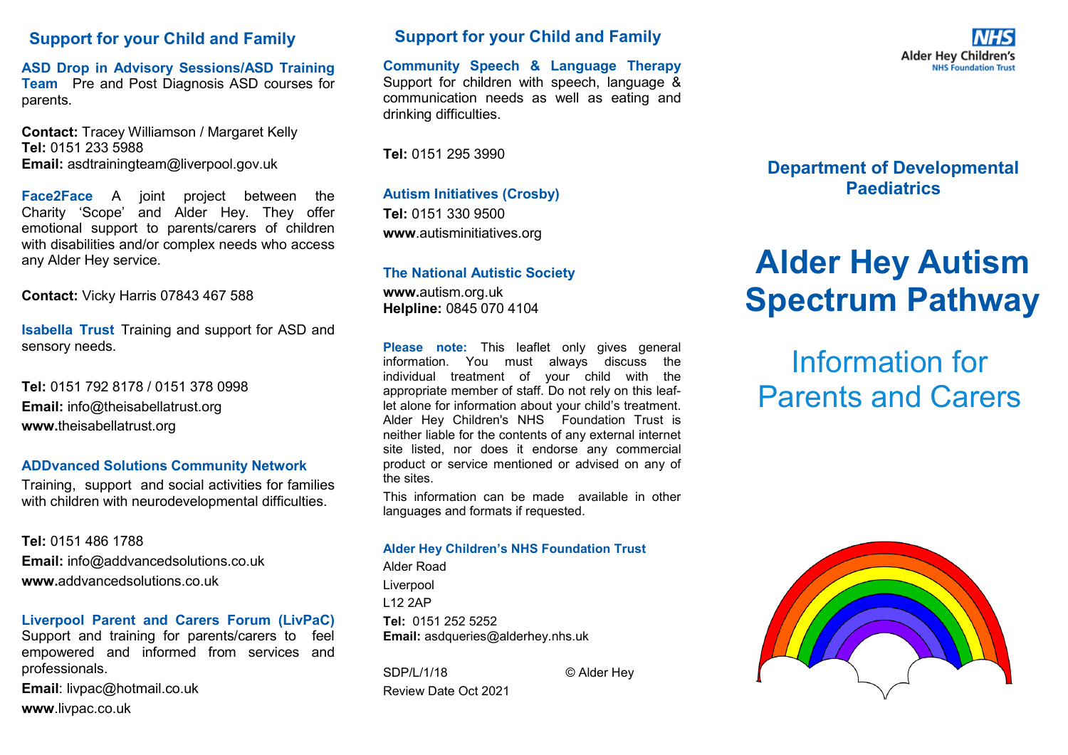## Support for your Child and Family

**ASD Drop in Advisory Sessions/ASD Training Team** Pre and Post Diagnosis ASD courses for parents.

**Contact:** Tracey Williamson / Margaret Kelly
**Tel:** 0151 233 5988
**Email:** asdtrainingteam@liverpool.gov.uk

**Face2Face** A joint project between the Charity 'Scope' and Alder Hey. They offer emotional support to parents/carers of children with disabilities and/or complex needs who access any Alder Hey service.

**Contact:** Vicky Harris 07843 467 588

**Isabella Trust** Training and support for ASD and sensory needs.

**Tel:** 0151 792 8178 / 0151 378 0998
**Email:** info@theisabellatrust.org
**www.**theisabellatrust.org

**ADDvanced Solutions Community Network**

Training, support and social activities for families with children with neurodevelopmental difficulties.

**Tel:** 0151 486 1788
**Email:** info@addvancedsolutions.co.uk
**www.**addvancedsolutions.co.uk

**Liverpool Parent and Carers Forum (LivPaC)** Support and training for parents/carers to feel empowered and informed from services and professionals.

**Email**: livpac@hotmail.co.uk
**www**.livpac.co.uk

## Support for your Child and Family

**Community Speech & Language Therapy** Support for children with speech, language & communication needs as well as eating and drinking difficulties.

**Tel:** 0151 295 3990

**Autism Initiatives (Crosby)**
**Tel:** 0151 330 9500
**www**.autisminitiatives.org

**The National Autistic Society**
**www.**autism.org.uk
**Helpline:** 0845 070 4104

**Please note:** This leaflet only gives general information. You must always discuss the individual treatment of your child with the appropriate member of staff. Do not rely on this leaflet alone for information about your child's treatment. Alder Hey Children's NHS Foundation Trust is neither liable for the contents of any external internet site listed, nor does it endorse any commercial product or service mentioned or advised on any of the sites.

This information can be made available in other languages and formats if requested.

**Alder Hey Children's NHS Foundation Trust**
Alder Road
Liverpool
L12 2AP
**Tel:** 0151 252 5252
**Email:** asdqueries@alderhey.nhs.uk

SDP/L/1/18 © Alder Hey
Review Date Oct 2021

NHS Alder Hey Children's NHS Foundation Trust

**Department of Developmental Paediatrics**

# Alder Hey Autism Spectrum Pathway

## Information for Parents and Carers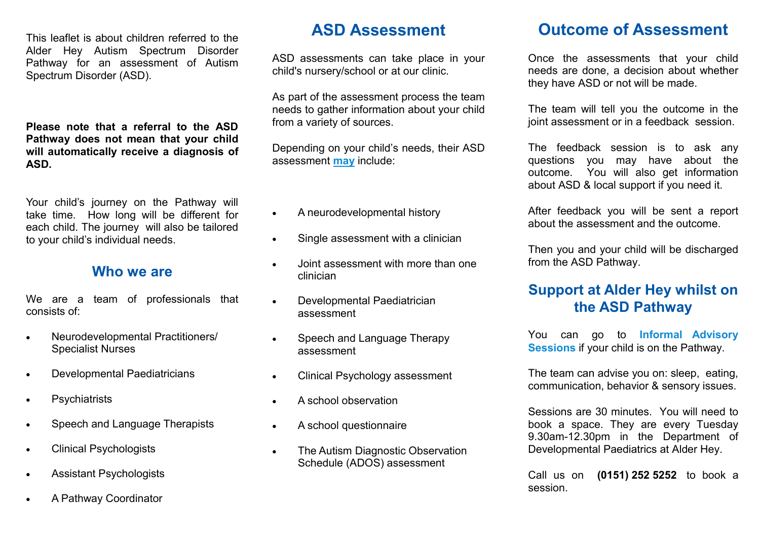This leaflet is about children referred to the Alder Hey Autism Spectrum Disorder Pathway for an assessment of Autism Spectrum Disorder (ASD).

**Please note that a referral to the ASD Pathway does not mean that your child will automatically receive a diagnosis of ASD.**

Your child's journey on the Pathway will take time. How long will be different for each child. The journey will also be tailored to your child's individual needs.

## Who we are

We are a team of professionals that consists of:

- Neurodevelopmental Practitioners/ Specialist Nurses
- Developmental Paediatricians
- Psychiatrists
- Speech and Language Therapists
- Clinical Psychologists
- Assistant Psychologists
- A Pathway Coordinator

## ASD Assessment

ASD assessments can take place in your child's nursery/school or at our clinic.

As part of the assessment process the team needs to gather information about your child from a variety of sources.

Depending on your child's needs, their ASD assessment **may** include:

- A neurodevelopmental history
- Single assessment with a clinician
- Joint assessment with more than one clinician
- Developmental Paediatrician assessment
- Speech and Language Therapy assessment
- Clinical Psychology assessment
- A school observation
- A school questionnaire
- The Autism Diagnostic Observation Schedule (ADOS) assessment

## Outcome of Assessment

Once the assessments that your child needs are done, a decision about whether they have ASD or not will be made.

The team will tell you the outcome in the joint assessment or in a feedback session.

The feedback session is to ask any questions you may have about the outcome. You will also get information about ASD & local support if you need it.

After feedback you will be sent a report about the assessment and the outcome.

Then you and your child will be discharged from the ASD Pathway.

## Support at Alder Hey whilst on the ASD Pathway

You can go to **Informal Advisory Sessions** if your child is on the Pathway.

The team can advise you on: sleep, eating, communication, behavior & sensory issues.

Sessions are 30 minutes. You will need to book a space. They are every Tuesday 9.30am-12.30pm in the Department of Developmental Paediatrics at Alder Hey.

Call us on **(0151) 252 5252** to book a session.